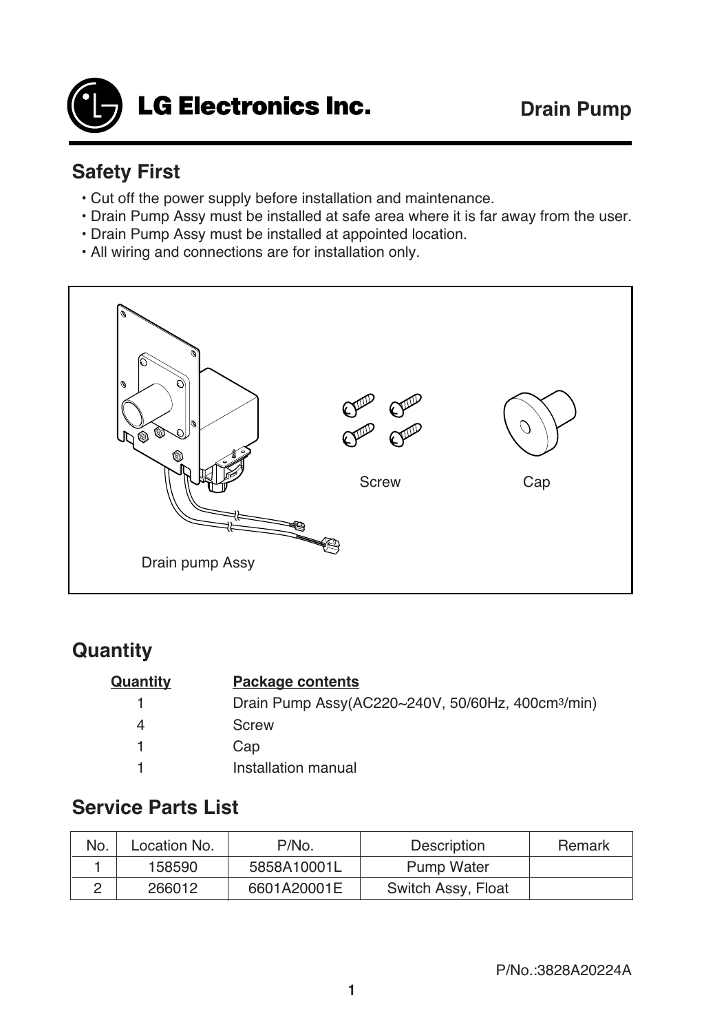# LG Electronics Inc.

## Drain Pump

## Safety First

- Cut off the power supply before installation and maintenance.
- Drain Pump Assy must be installed at safe area where it is far away from the user.
- Drain Pump Assy must be installed at appointed location.
- All wiring and connections are for installation only.

Screw

Cap

Drain pump Assy

## Quantity

| Quantity | Package contents |
|---|---|
| 1 | Drain Pump Assy(AC220~240V, 50/60Hz, 400cm$^3$/min) |
| 4 | Screw |
| 1 | Cap |
| 1 | Installation manual |

## Service Parts List

| No. | Location No. | P/No. | Description | Remark |
|---|---|---|---|---|
| 1 | 158590 | 5858A10001L | Pump Water | |
| 2 | 266012 | 6601A20001E | Switch Assy, Float | |

P/No.:3828A20224A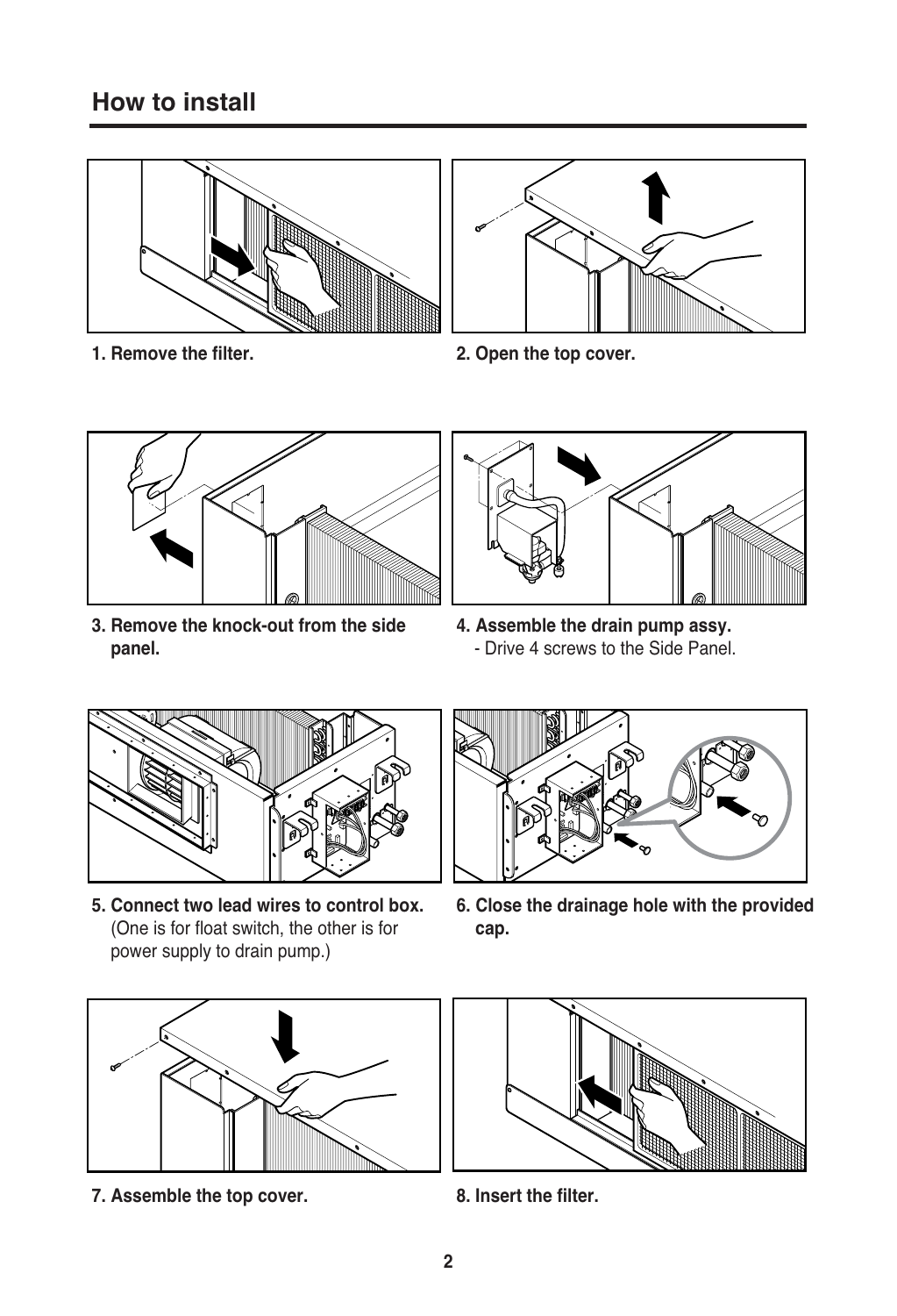## How to install

1. Remove the filter.

2. Open the top cover.

3. Remove the knock-out from the side panel.

4. Assemble the drain pump assy.
   - Drive 4 screws to the Side Panel.

5. Connect two lead wires to control box.
   (One is for float switch, the other is for power supply to drain pump.)

6. Close the drainage hole with the provided cap.

7. Assemble the top cover.

8. Insert the filter.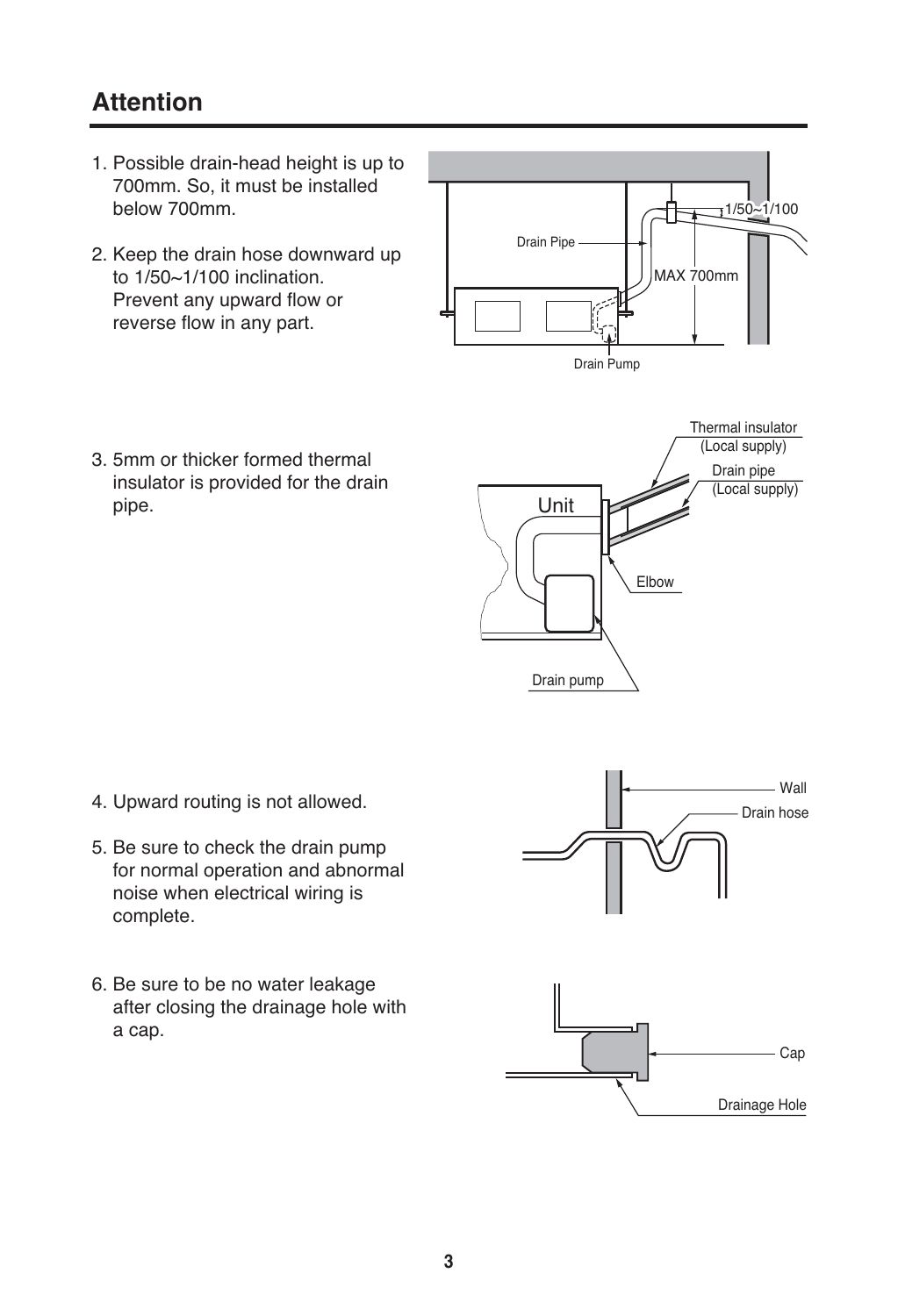## Attention

1. Possible drain-head height is up to 700mm. So, it must be installed below 700mm.

2. Keep the drain hose downward up to 1/50~1/100 inclination. Prevent any upward flow or reverse flow in any part.

3. 5mm or thicker formed thermal insulator is provided for the drain pipe.

4. Upward routing is not allowed.

5. Be sure to check the drain pump for normal operation and abnormal noise when electrical wiring is complete.

6. Be sure to be no water leakage after closing the drainage hole with a cap.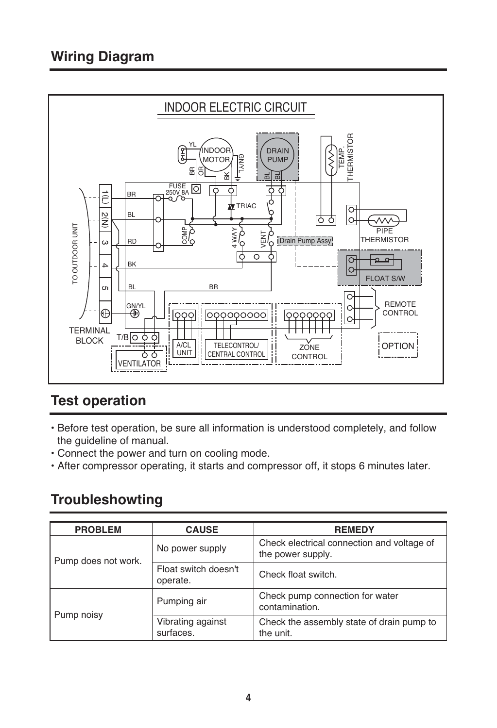## Wiring Diagram

INDOOR ELECTRIC CIRCUIT

YL
INDOOR MOTOR
BR
OR
BK
GN/YL
DRAIN PUMP
BL
BL
TEMP. THERMISTOR
FUSE 250V 8A
TRIAC
COMP
4 WAY
VENT
Drain Pump Assy
PIPE THERMISTOR
FLOAT S/W
REMOTE CONTROL
OPTION
TO OUTDOOR UNIT
1(L)
2(N)
3
4
5
BR
BL
RD
BK
BL
BR
GN/YL
TERMINAL BLOCK
T/B
VENTILATOR
A/CL UNIT
TELECONTROL/ CENTRAL CONTROL
ZONE CONTROL

## Test operation

- Before test operation, be sure all information is understood completely, and follow the guideline of manual.
- Connect the power and turn on cooling mode.
- After compressor operating, it starts and compressor off, it stops 6 minutes later.

## Troubleshowting

| PROBLEM | CAUSE | REMEDY |
| --- | --- | --- |
| Pump does not work. | No power supply | Check electrical connection and voltage of the power supply. |
| | Float switch doesn't operate. | Check float switch. |
| Pump noisy | Pumping air | Check pump connection for water contamination. |
| | Vibrating against surfaces. | Check the assembly state of drain pump to the unit. |